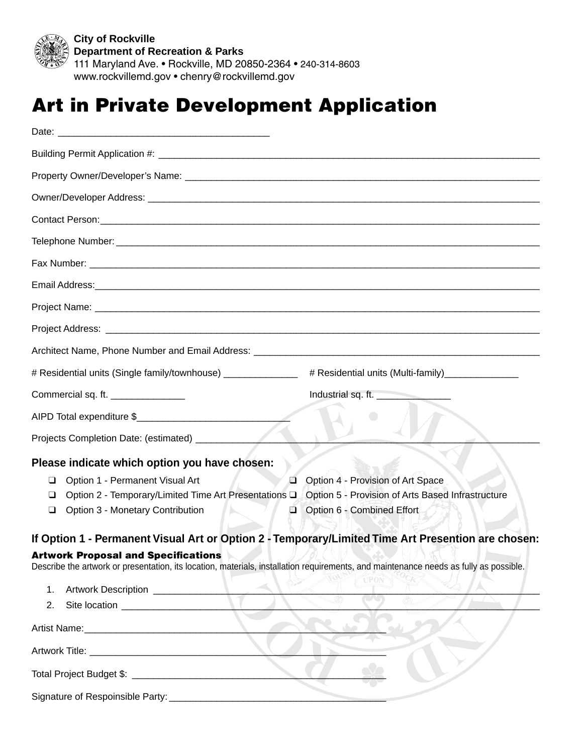City of Rockville
Department of Recreation & Parks
111 Maryland Ave. • Rockville, MD 20850-2364 • 240-314-8603
www.rockvillemd.gov • chenry@rockvillemd.gov

# Art in Private Development Application

Date: ______________________________________

Building Permit Application #: ______________________________________

Property Owner/Developer's Name: ______________________________________

Owner/Developer Address: ______________________________________

Contact Person: ______________________________________

Telephone Number: ______________________________________

Fax Number: ______________________________________

Email Address: ______________________________________

Project Name: ______________________________________

Project Address: ______________________________________

Architect Name, Phone Number and Email Address: ______________________________________

# Residential units (Single family/townhouse) ______________ # Residential units (Multi-family) ______________

Commercial sq. ft. ______________ Industrial sq. ft. ______________

AIPD Total expenditure $_____________________________

Projects Completion Date: (estimated) ______________________________________

### Please indicate which option you have chosen:

- ❑ Option 1 - Permanent Visual Art
- ❑ Option 2 - Temporary/Limited Time Art Presentations
- ❑ Option 3 - Monetary Contribution
- ❑ Option 4 - Provision of Art Space
- ❑ Option 5 - Provision of Arts Based Infrastructure
- ❑ Option 6 - Combined Effort

### If Option 1 - Permanent Visual Art or Option 2 - Temporary/Limited Time Art Presention are chosen:

**Artwork Proposal and Specifications**

Describe the artwork or presentation, its location, materials, installation requirements, and maintenance needs as fully as possible.

1. Artwork Description ______________________________________
2. Site location ______________________________________

Artist Name: ______________________________________

Artwork Title: ______________________________________

Total Project Budget $: ______________________________________

Signature of Respoinsible Party: ______________________________________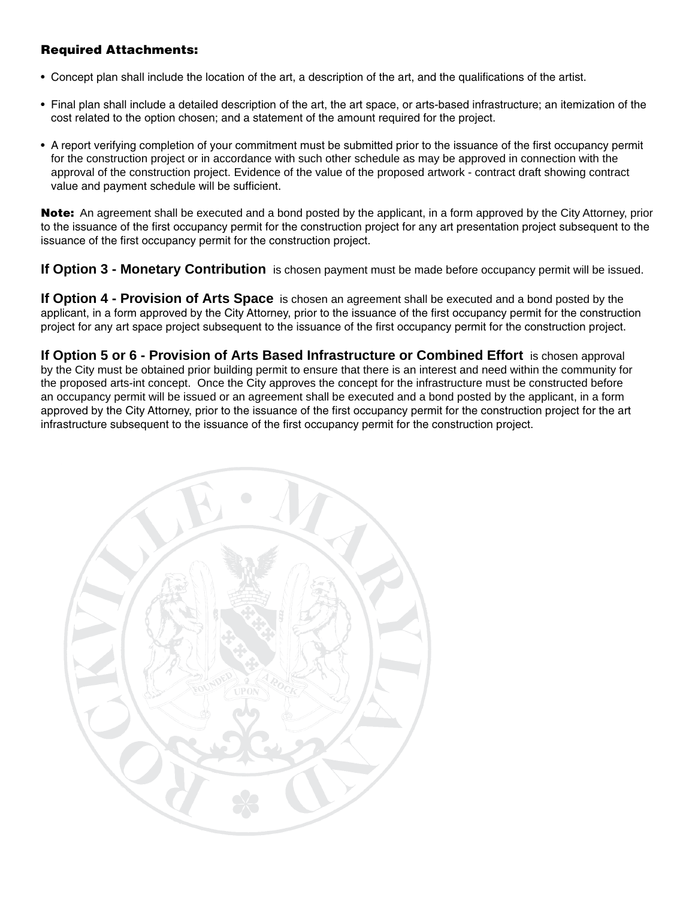## Required Attachments:

- Concept plan shall include the location of the art, a description of the art, and the qualifications of the artist.
- Final plan shall include a detailed description of the art, the art space, or arts-based infrastructure; an itemization of the cost related to the option chosen; and a statement of the amount required for the project.
- A report verifying completion of your commitment must be submitted prior to the issuance of the first occupancy permit for the construction project or in accordance with such other schedule as may be approved in connection with the approval of the construction project. Evidence of the value of the proposed artwork - contract draft showing contract value and payment schedule will be sufficient.

**Note:** An agreement shall be executed and a bond posted by the applicant, in a form approved by the City Attorney, prior to the issuance of the first occupancy permit for the construction project for any art presentation project subsequent to the issuance of the first occupancy permit for the construction project.

**If Option 3 - Monetary Contribution** is chosen payment must be made before occupancy permit will be issued.

**If Option 4 - Provision of Arts Space** is chosen an agreement shall be executed and a bond posted by the applicant, in a form approved by the City Attorney, prior to the issuance of the first occupancy permit for the construction project for any art space project subsequent to the issuance of the first occupancy permit for the construction project.

**If Option 5 or 6 - Provision of Arts Based Infrastructure or Combined Effort** is chosen approval by the City must be obtained prior building permit to ensure that there is an interest and need within the community for the proposed arts-int concept. Once the City approves the concept for the infrastructure must be constructed before an occupancy permit will be issued or an agreement shall be executed and a bond posted by the applicant, in a form approved by the City Attorney, prior to the issuance of the first occupancy permit for the construction project for the art infrastructure subsequent to the issuance of the first occupancy permit for the construction project.